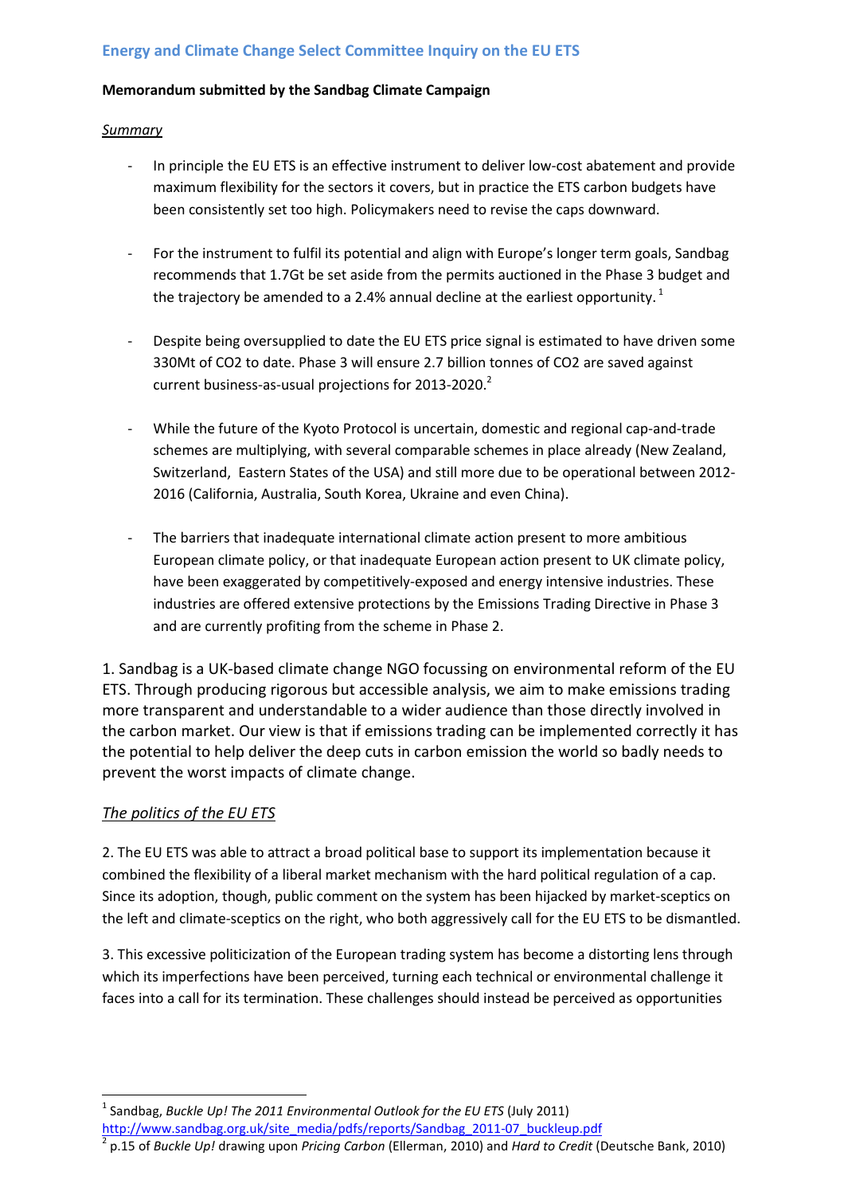## Energy and Climate Change Select Committee Inquiry on the EU ETS

**Memorandum submitted by the Sandbag Climate Campaign**

*Summary*

- In principle the EU ETS is an effective instrument to deliver low-cost abatement and provide maximum flexibility for the sectors it covers, but in practice the ETS carbon budgets have been consistently set too high. Policymakers need to revise the caps downward.

- For the instrument to fulfil its potential and align with Europe's longer term goals, Sandbag recommends that 1.7Gt be set aside from the permits auctioned in the Phase 3 budget and the trajectory be amended to a 2.4% annual decline at the earliest opportunity. [1]

- Despite being oversupplied to date the EU ETS price signal is estimated to have driven some 330Mt of CO2 to date. Phase 3 will ensure 2.7 billion tonnes of CO2 are saved against current business-as-usual projections for 2013-2020.[2]

- While the future of the Kyoto Protocol is uncertain, domestic and regional cap-and-trade schemes are multiplying, with several comparable schemes in place already (New Zealand, Switzerland, Eastern States of the USA) and still more due to be operational between 2012-2016 (California, Australia, South Korea, Ukraine and even China).

- The barriers that inadequate international climate action present to more ambitious European climate policy, or that inadequate European action present to UK climate policy, have been exaggerated by competitively-exposed and energy intensive industries. These industries are offered extensive protections by the Emissions Trading Directive in Phase 3 and are currently profiting from the scheme in Phase 2.

1. Sandbag is a UK-based climate change NGO focussing on environmental reform of the EU ETS. Through producing rigorous but accessible analysis, we aim to make emissions trading more transparent and understandable to a wider audience than those directly involved in the carbon market. Our view is that if emissions trading can be implemented correctly it has the potential to help deliver the deep cuts in carbon emission the world so badly needs to prevent the worst impacts of climate change.

### *The politics of the EU ETS*

2. The EU ETS was able to attract a broad political base to support its implementation because it combined the flexibility of a liberal market mechanism with the hard political regulation of a cap. Since its adoption, though, public comment on the system has been hijacked by market-sceptics on the left and climate-sceptics on the right, who both aggressively call for the EU ETS to be dismantled.

3. This excessive politicization of the European trading system has become a distorting lens through which its imperfections have been perceived, turning each technical or environmental challenge it faces into a call for its termination. These challenges should instead be perceived as opportunities

---

[1] Sandbag, *Buckle Up! The 2011 Environmental Outlook for the EU ETS* (July 2011) http://www.sandbag.org.uk/site_media/pdfs/reports/Sandbag_2011-07_buckleup.pdf

[2] p.15 of *Buckle Up!* drawing upon *Pricing Carbon* (Ellerman, 2010) and *Hard to Credit* (Deutsche Bank, 2010)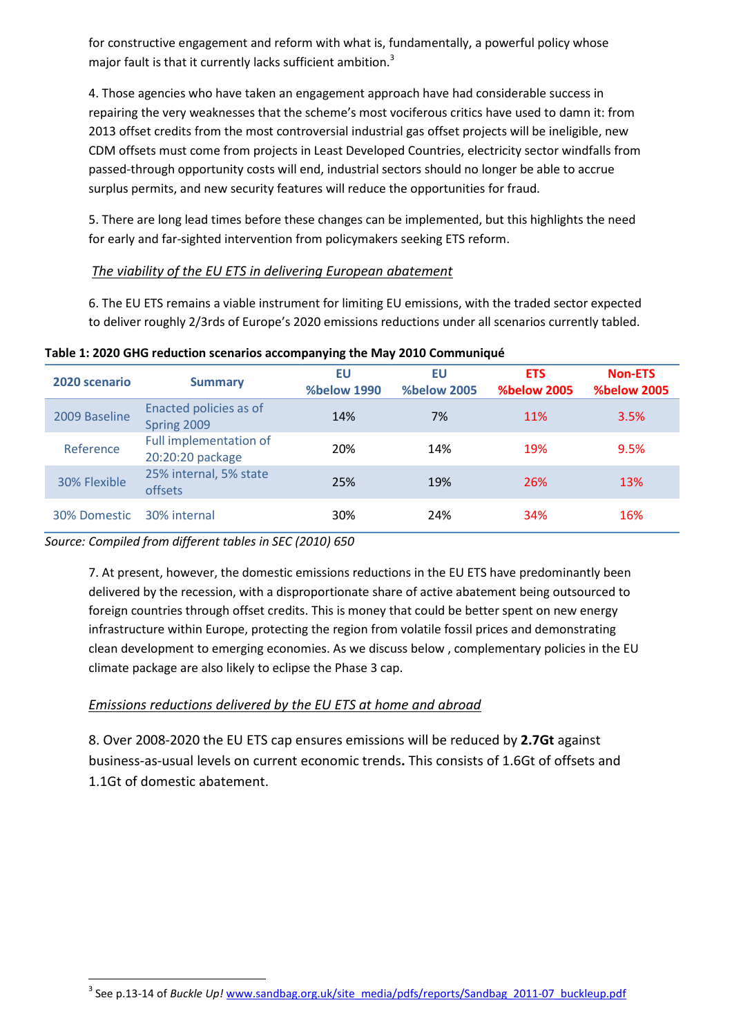for constructive engagement and reform with what is, fundamentally, a powerful policy whose major fault is that it currently lacks sufficient ambition.[3]

4. Those agencies who have taken an engagement approach have had considerable success in repairing the very weaknesses that the scheme's most vociferous critics have used to damn it: from 2013 offset credits from the most controversial industrial gas offset projects will be ineligible, new CDM offsets must come from projects in Least Developed Countries, electricity sector windfalls from passed-through opportunity costs will end, industrial sectors should no longer be able to accrue surplus permits, and new security features will reduce the opportunities for fraud.

5. There are long lead times before these changes can be implemented, but this highlights the need for early and far-sighted intervention from policymakers seeking ETS reform.

*The viability of the EU ETS in delivering European abatement*

6. The EU ETS remains a viable instrument for limiting EU emissions, with the traded sector expected to deliver roughly 2/3rds of Europe's 2020 emissions reductions under all scenarios currently tabled.

**Table 1: 2020 GHG reduction scenarios accompanying the May 2010 Communiqué**

| 2020 scenario | Summary | EU %below 1990 | EU %below 2005 | ETS %below 2005 | Non-ETS %below 2005 |
|---|---|---|---|---|---|
| 2009 Baseline | Enacted policies as of Spring 2009 | 14% | 7% | 11% | 3.5% |
| Reference | Full implementation of 20:20:20 package | 20% | 14% | 19% | 9.5% |
| 30% Flexible | 25% internal, 5% state offsets | 25% | 19% | 26% | 13% |
| 30% Domestic | 30% internal | 30% | 24% | 34% | 16% |

*Source: Compiled from different tables in SEC (2010) 650*

7. At present, however, the domestic emissions reductions in the EU ETS have predominantly been delivered by the recession, with a disproportionate share of active abatement being outsourced to foreign countries through offset credits. This is money that could be better spent on new energy infrastructure within Europe, protecting the region from volatile fossil prices and demonstrating clean development to emerging economies. As we discuss below , complementary policies in the EU climate package are also likely to eclipse the Phase 3 cap.

*Emissions reductions delivered by the EU ETS at home and abroad*

8. Over 2008-2020 the EU ETS cap ensures emissions will be reduced by **2.7Gt** against business-as-usual levels on current economic trends**.** This consists of 1.6Gt of offsets and 1.1Gt of domestic abatement.

[3] See p.13-14 of *Buckle Up!* www.sandbag.org.uk/site_media/pdfs/reports/Sandbag_2011-07_buckleup.pdf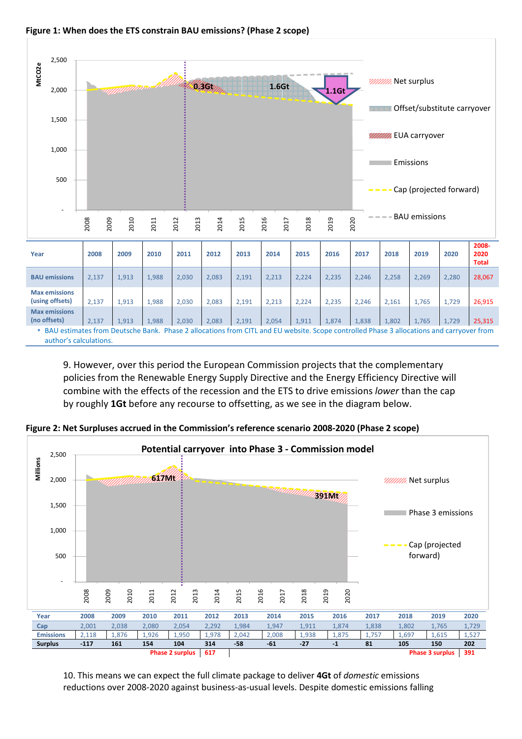**Figure 1: When does the ETS constrain BAU emissions? (Phase 2 scope)**

| Year | 2008 | 2009 | 2010 | 2011 | 2012 | 2013 | 2014 | 2015 | 2016 | 2017 | 2018 | 2019 | 2020 | 2008-2020 Total |
|---|---|---|---|---|---|---|---|---|---|---|---|---|---|---|
| BAU emissions | 2,137 | 1,913 | 1,988 | 2,030 | 2,083 | 2,191 | 2,213 | 2,224 | 2,235 | 2,246 | 2,258 | 2,269 | 2,280 | 28,067 |
| Max emissions (using offsets) | 2,137 | 1,913 | 1,988 | 2,030 | 2,083 | 2,191 | 2,213 | 2,224 | 2,235 | 2,246 | 2,161 | 1,765 | 1,729 | 26,915 |
| Max emissions (no offsets) | 2,137 | 1,913 | 1,988 | 2,030 | 2,083 | 2,191 | 2,054 | 1,911 | 1,874 | 1,838 | 1,802 | 1,765 | 1,729 | 25,315 |

- BAU estimates from Deutsche Bank. Phase 2 allocations from CITL and EU website. Scope controlled Phase 3 allocations and carryover from author's calculations.

9. However, over this period the European Commission projects that the complementary policies from the Renewable Energy Supply Directive and the Energy Efficiency Directive will combine with the effects of the recession and the ETS to drive emissions *lower* than the cap by roughly **1Gt** before any recourse to offsetting, as we see in the diagram below.

**Figure 2: Net Surpluses accrued in the Commission's reference scenario 2008-2020 (Phase 2 scope)**

| Year | 2008 | 2009 | 2010 | 2011 | 2012 | 2013 | 2014 | 2015 | 2016 | 2017 | 2018 | 2019 | 2020 |
|---|---|---|---|---|---|---|---|---|---|---|---|---|---|
| Cap | 2,001 | 2,038 | 2,080 | 2,054 | 2,292 | 1,984 | 1,947 | 1,911 | 1,874 | 1,838 | 1,802 | 1,765 | 1,729 |
| Emissions | 2,118 | 1,876 | 1,926 | 1,950 | 1,978 | 2,042 | 2,008 | 1,938 | 1,875 | 1,757 | 1,697 | 1,615 | 1,527 |
| Surplus | -117 | 161 | 154 | 104 | 314 | -58 | -61 | -27 | -1 | 81 | 105 | 150 | 202 |
| | | | | Phase 2 surplus | 617 | | | | | | | Phase 3 surplus | 391 |

10. This means we can expect the full climate package to deliver **4Gt** of *domestic* emissions reductions over 2008-2020 against business-as-usual levels. Despite domestic emissions falling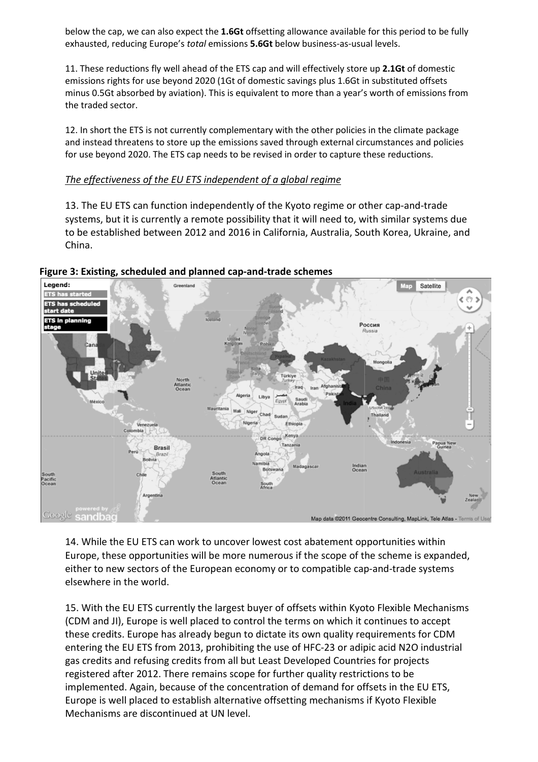below the cap, we can also expect the **1.6Gt** offsetting allowance available for this period to be fully exhausted, reducing Europe's *total* emissions **5.6Gt** below business-as-usual levels.

11. These reductions fly well ahead of the ETS cap and will effectively store up **2.1Gt** of domestic emissions rights for use beyond 2020 (1Gt of domestic savings plus 1.6Gt in substituted offsets minus 0.5Gt absorbed by aviation). This is equivalent to more than a year's worth of emissions from the traded sector.

12. In short the ETS is not currently complementary with the other policies in the climate package and instead threatens to store up the emissions saved through external circumstances and policies for use beyond 2020. The ETS cap needs to be revised in order to capture these reductions.

*The effectiveness of the EU ETS independent of a global regime*

13. The EU ETS can function independently of the Kyoto regime or other cap-and-trade systems, but it is currently a remote possibility that it will need to, with similar systems due to be established between 2012 and 2016 in California, Australia, South Korea, Ukraine, and China.

**Figure 3: Existing, scheduled and planned cap-and-trade schemes**

14. While the EU ETS can work to uncover lowest cost abatement opportunities within Europe, these opportunities will be more numerous if the scope of the scheme is expanded, either to new sectors of the European economy or to compatible cap-and-trade systems elsewhere in the world.

15. With the EU ETS currently the largest buyer of offsets within Kyoto Flexible Mechanisms (CDM and JI), Europe is well placed to control the terms on which it continues to accept these credits. Europe has already begun to dictate its own quality requirements for CDM entering the EU ETS from 2013, prohibiting the use of HFC-23 or adipic acid $N_2O$ industrial gas credits and refusing credits from all but Least Developed Countries for projects registered after 2012. There remains scope for further quality restrictions to be implemented. Again, because of the concentration of demand for offsets in the EU ETS, Europe is well placed to establish alternative offsetting mechanisms if Kyoto Flexible Mechanisms are discontinued at UN level.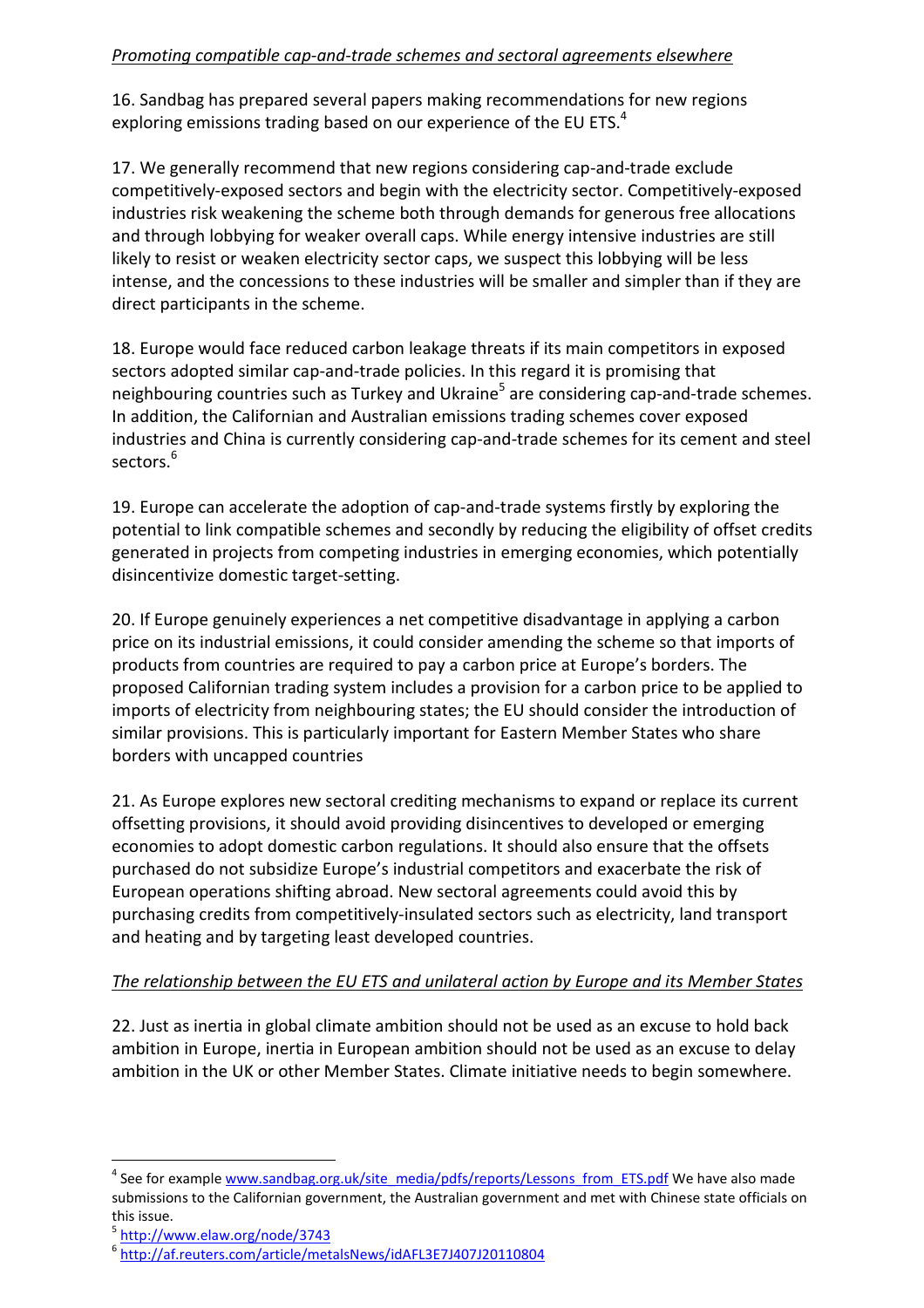*Promoting compatible cap-and-trade schemes and sectoral agreements elsewhere*

16. Sandbag has prepared several papers making recommendations for new regions exploring emissions trading based on our experience of the EU ETS.[4]

17. We generally recommend that new regions considering cap-and-trade exclude competitively-exposed sectors and begin with the electricity sector. Competitively-exposed industries risk weakening the scheme both through demands for generous free allocations and through lobbying for weaker overall caps. While energy intensive industries are still likely to resist or weaken electricity sector caps, we suspect this lobbying will be less intense, and the concessions to these industries will be smaller and simpler than if they are direct participants in the scheme.

18. Europe would face reduced carbon leakage threats if its main competitors in exposed sectors adopted similar cap-and-trade policies. In this regard it is promising that neighbouring countries such as Turkey and Ukraine[5] are considering cap-and-trade schemes. In addition, the Californian and Australian emissions trading schemes cover exposed industries and China is currently considering cap-and-trade schemes for its cement and steel sectors.[6]

19. Europe can accelerate the adoption of cap-and-trade systems firstly by exploring the potential to link compatible schemes and secondly by reducing the eligibility of offset credits generated in projects from competing industries in emerging economies, which potentially disincentivize domestic target-setting.

20. If Europe genuinely experiences a net competitive disadvantage in applying a carbon price on its industrial emissions, it could consider amending the scheme so that imports of products from countries are required to pay a carbon price at Europe's borders. The proposed Californian trading system includes a provision for a carbon price to be applied to imports of electricity from neighbouring states; the EU should consider the introduction of similar provisions. This is particularly important for Eastern Member States who share borders with uncapped countries

21. As Europe explores new sectoral crediting mechanisms to expand or replace its current offsetting provisions, it should avoid providing disincentives to developed or emerging economies to adopt domestic carbon regulations. It should also ensure that the offsets purchased do not subsidize Europe's industrial competitors and exacerbate the risk of European operations shifting abroad. New sectoral agreements could avoid this by purchasing credits from competitively-insulated sectors such as electricity, land transport and heating and by targeting least developed countries.

*The relationship between the EU ETS and unilateral action by Europe and its Member States*

22. Just as inertia in global climate ambition should not be used as an excuse to hold back ambition in Europe, inertia in European ambition should not be used as an excuse to delay ambition in the UK or other Member States. Climate initiative needs to begin somewhere.

---

[4] See for example www.sandbag.org.uk/site_media/pdfs/reports/Lessons_from_ETS.pdf We have also made submissions to the Californian government, the Australian government and met with Chinese state officials on this issue.

[5] http://www.elaw.org/node/3743

[6] http://af.reuters.com/article/metalsNews/idAFL3E7J407J20110804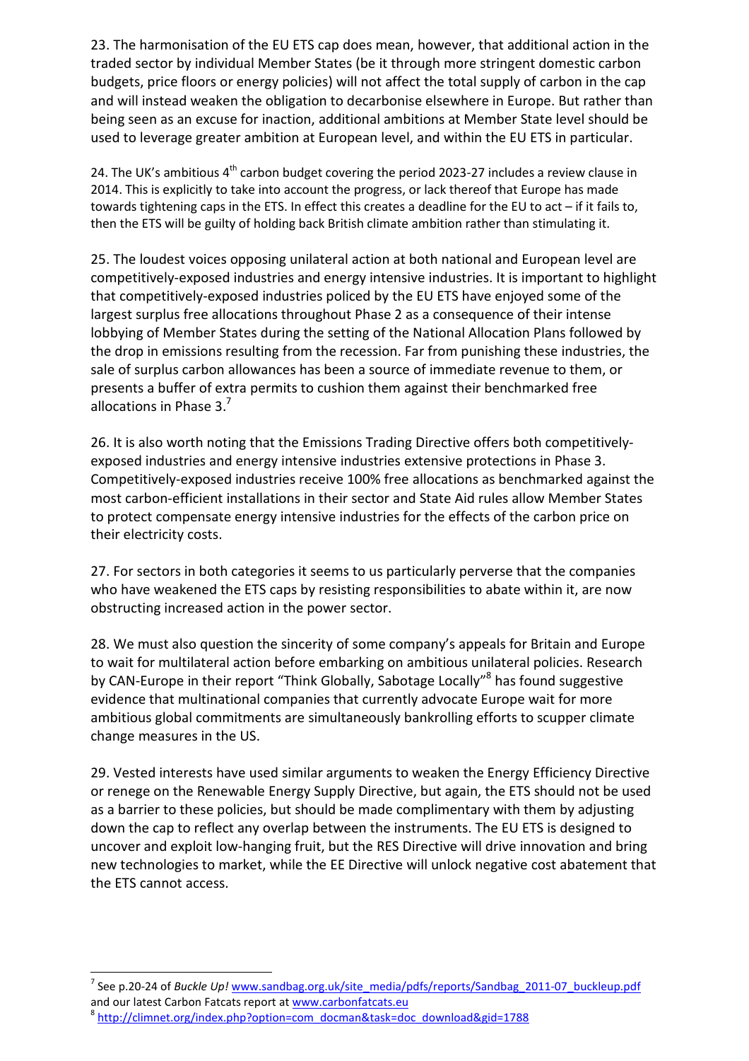23. The harmonisation of the EU ETS cap does mean, however, that additional action in the traded sector by individual Member States (be it through more stringent domestic carbon budgets, price floors or energy policies) will not affect the total supply of carbon in the cap and will instead weaken the obligation to decarbonise elsewhere in Europe. But rather than being seen as an excuse for inaction, additional ambitions at Member State level should be used to leverage greater ambition at European level, and within the EU ETS in particular.

24. The UK's ambitious 4th carbon budget covering the period 2023-27 includes a review clause in 2014. This is explicitly to take into account the progress, or lack thereof that Europe has made towards tightening caps in the ETS. In effect this creates a deadline for the EU to act – if it fails to, then the ETS will be guilty of holding back British climate ambition rather than stimulating it.

25. The loudest voices opposing unilateral action at both national and European level are competitively-exposed industries and energy intensive industries. It is important to highlight that competitively-exposed industries policed by the EU ETS have enjoyed some of the largest surplus free allocations throughout Phase 2 as a consequence of their intense lobbying of Member States during the setting of the National Allocation Plans followed by the drop in emissions resulting from the recession. Far from punishing these industries, the sale of surplus carbon allowances has been a source of immediate revenue to them, or presents a buffer of extra permits to cushion them against their benchmarked free allocations in Phase 3.[7]

26. It is also worth noting that the Emissions Trading Directive offers both competitively-exposed industries and energy intensive industries extensive protections in Phase 3. Competitively-exposed industries receive 100% free allocations as benchmarked against the most carbon-efficient installations in their sector and State Aid rules allow Member States to protect compensate energy intensive industries for the effects of the carbon price on their electricity costs.

27. For sectors in both categories it seems to us particularly perverse that the companies who have weakened the ETS caps by resisting responsibilities to abate within it, are now obstructing increased action in the power sector.

28. We must also question the sincerity of some company's appeals for Britain and Europe to wait for multilateral action before embarking on ambitious unilateral policies. Research by CAN-Europe in their report "Think Globally, Sabotage Locally"[8] has found suggestive evidence that multinational companies that currently advocate Europe wait for more ambitious global commitments are simultaneously bankrolling efforts to scupper climate change measures in the US.

29. Vested interests have used similar arguments to weaken the Energy Efficiency Directive or renege on the Renewable Energy Supply Directive, but again, the ETS should not be used as a barrier to these policies, but should be made complimentary with them by adjusting down the cap to reflect any overlap between the instruments. The EU ETS is designed to uncover and exploit low-hanging fruit, but the RES Directive will drive innovation and bring new technologies to market, while the EE Directive will unlock negative cost abatement that the ETS cannot access.

---

[7] See p.20-24 of *Buckle Up!* www.sandbag.org.uk/site_media/pdfs/reports/Sandbag_2011-07_buckleup.pdf and our latest Carbon Fatcats report at www.carbonfatcats.eu

[8] http://climnet.org/index.php?option=com_docman&task=doc_download&gid=1788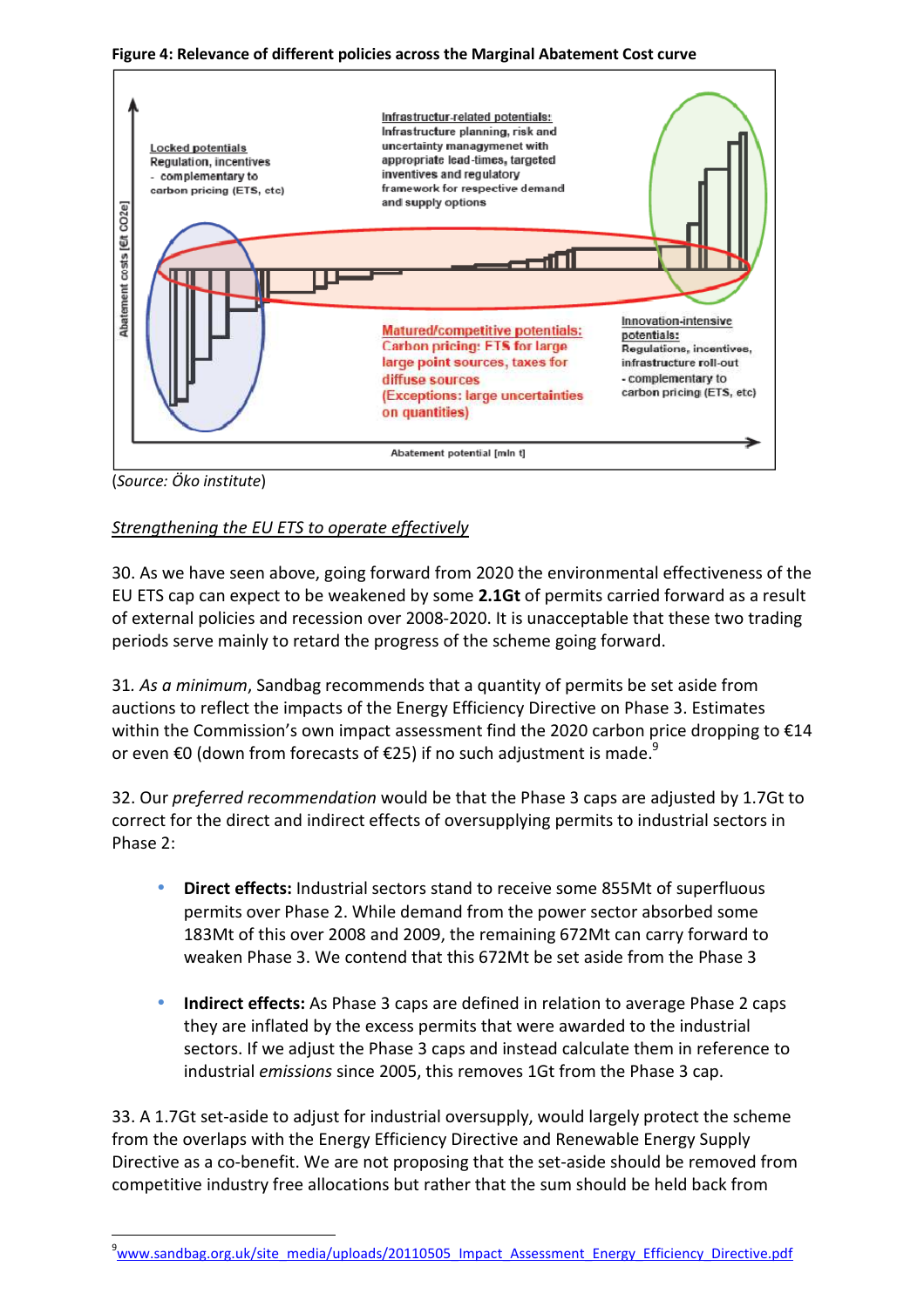**Figure 4: Relevance of different policies across the Marginal Abatement Cost curve**

Locked potentials
Regulation, incentives
- complementary to carbon pricing (ETS, etc)

Infrastructur-related potentials:
Infrastructure planning, risk and uncertainty managment with appropriate lead-times, targeted inventives and regulatory framework for respective demand and supply options

Matured/competitive potentials:
Carbon pricing: ETS for large large point sources, taxes for diffuse sources
(Exceptions: large uncertainties on quantities)

Innovation-intensive potentials:
Regulations, incentives, infrastructure roll-out
- complementary to carbon pricing (ETS, etc)

Abatement costs [€/t CO2e]

Abatement potential [mln t]

(*Source: Öko institute*)

*Strengthening the EU ETS to operate effectively*

30. As we have seen above, going forward from 2020 the environmental effectiveness of the EU ETS cap can expect to be weakened by some **2.1Gt** of permits carried forward as a result of external policies and recession over 2008-2020. It is unacceptable that these two trading periods serve mainly to retard the progress of the scheme going forward.

31. *As a minimum*, Sandbag recommends that a quantity of permits be set aside from auctions to reflect the impacts of the Energy Efficiency Directive on Phase 3. Estimates within the Commission's own impact assessment find the 2020 carbon price dropping to €14 or even €0 (down from forecasts of €25) if no such adjustment is made.[9]

32. Our *preferred recommendation* would be that the Phase 3 caps are adjusted by 1.7Gt to correct for the direct and indirect effects of oversupplying permits to industrial sectors in Phase 2:

- **Direct effects:** Industrial sectors stand to receive some 855Mt of superfluous permits over Phase 2. While demand from the power sector absorbed some 183Mt of this over 2008 and 2009, the remaining 672Mt can carry forward to weaken Phase 3. We contend that this 672Mt be set aside from the Phase 3
- **Indirect effects:** As Phase 3 caps are defined in relation to average Phase 2 caps they are inflated by the excess permits that were awarded to the industrial sectors. If we adjust the Phase 3 caps and instead calculate them in reference to industrial *emissions* since 2005, this removes 1Gt from the Phase 3 cap.

33. A 1.7Gt set-aside to adjust for industrial oversupply, would largely protect the scheme from the overlaps with the Energy Efficiency Directive and Renewable Energy Supply Directive as a co-benefit. We are not proposing that the set-aside should be removed from competitive industry free allocations but rather that the sum should be held back from

[9] www.sandbag.org.uk/site_media/uploads/20110505_Impact_Assessment_Energy_Efficiency_Directive.pdf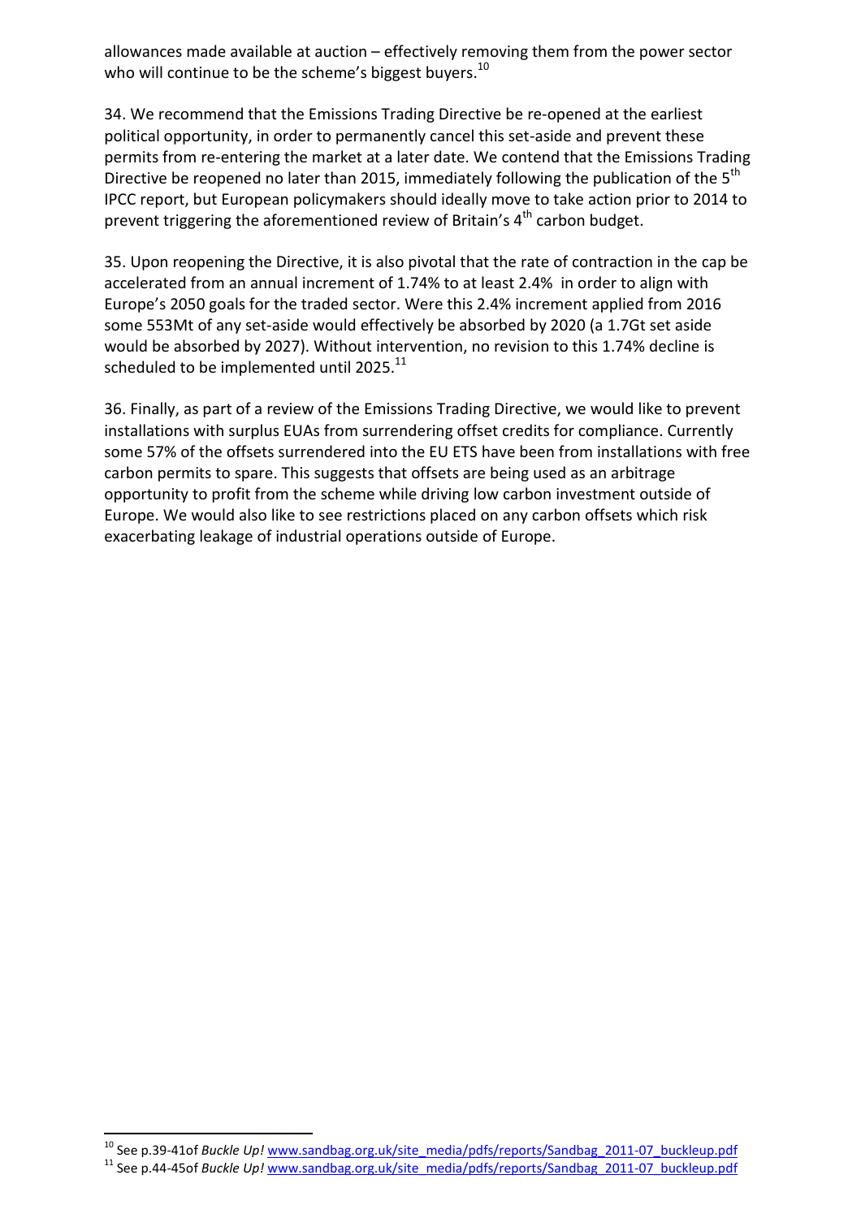allowances made available at auction – effectively removing them from the power sector who will continue to be the scheme's biggest buyers.[10]

34. We recommend that the Emissions Trading Directive be re-opened at the earliest political opportunity, in order to permanently cancel this set-aside and prevent these permits from re-entering the market at a later date. We contend that the Emissions Trading Directive be reopened no later than 2015, immediately following the publication of the 5th IPCC report, but European policymakers should ideally move to take action prior to 2014 to prevent triggering the aforementioned review of Britain's 4th carbon budget.

35. Upon reopening the Directive, it is also pivotal that the rate of contraction in the cap be accelerated from an annual increment of 1.74% to at least 2.4% in order to align with Europe's 2050 goals for the traded sector. Were this 2.4% increment applied from 2016 some 553Mt of any set-aside would effectively be absorbed by 2020 (a 1.7Gt set aside would be absorbed by 2027). Without intervention, no revision to this 1.74% decline is scheduled to be implemented until 2025.[11]

36. Finally, as part of a review of the Emissions Trading Directive, we would like to prevent installations with surplus EUAs from surrendering offset credits for compliance. Currently some 57% of the offsets surrendered into the EU ETS have been from installations with free carbon permits to spare. This suggests that offsets are being used as an arbitrage opportunity to profit from the scheme while driving low carbon investment outside of Europe. We would also like to see restrictions placed on any carbon offsets which risk exacerbating leakage of industrial operations outside of Europe.

---

[10] See p.39-41of *Buckle Up!* www.sandbag.org.uk/site_media/pdfs/reports/Sandbag_2011-07_buckleup.pdf

[11] See p.44-45of *Buckle Up!* www.sandbag.org.uk/site_media/pdfs/reports/Sandbag_2011-07_buckleup.pdf